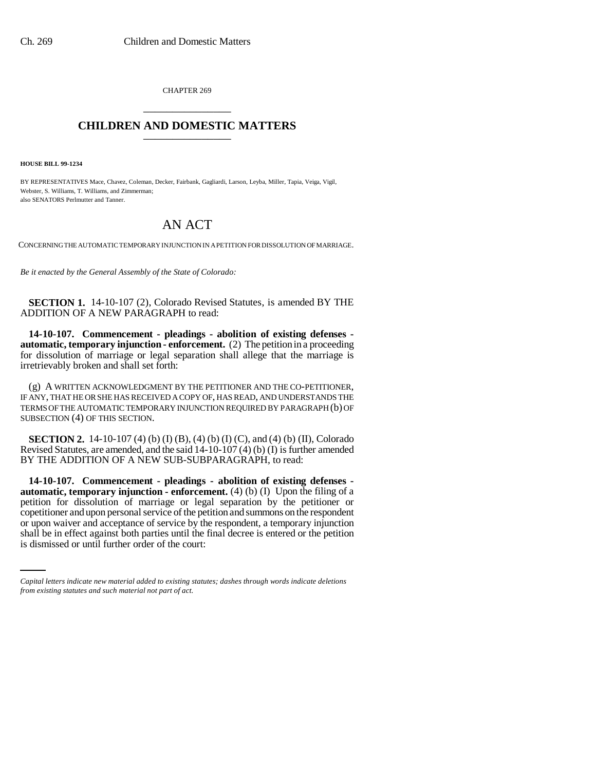CHAPTER 269

# CHILDREN AND DOMESTIC MATTERS

**HOUSE BILL 99-1234**

BY REPRESENTATIVES Mace, Chavez, Coleman, Decker, Fairbank, Gagliardi, Larson, Leyba, Miller, Tapia, Veiga, Vigil, Webster, S. Williams, T. Williams, and Zimmerman;
also SENATORS Perlmutter and Tanner.

# AN ACT

CONCERNING THE AUTOMATIC TEMPORARY INJUNCTION IN A PETITION FOR DISSOLUTION OF MARRIAGE.

*Be it enacted by the General Assembly of the State of Colorado:*

**SECTION 1.** 14-10-107 (2), Colorado Revised Statutes, is amended BY THE ADDITION OF A NEW PARAGRAPH to read:

**14-10-107. Commencement - pleadings - abolition of existing defenses - automatic, temporary injunction - enforcement.** (2) The petition in a proceeding for dissolution of marriage or legal separation shall allege that the marriage is irretrievably broken and shall set forth:

(g) A WRITTEN ACKNOWLEDGMENT BY THE PETITIONER AND THE CO-PETITIONER, IF ANY, THAT HE OR SHE HAS RECEIVED A COPY OF, HAS READ, AND UNDERSTANDS THE TERMS OF THE AUTOMATIC TEMPORARY INJUNCTION REQUIRED BY PARAGRAPH (b) OF SUBSECTION (4) OF THIS SECTION.

**SECTION 2.** 14-10-107 (4) (b) (I) (B), (4) (b) (I) (C), and (4) (b) (II), Colorado Revised Statutes, are amended, and the said 14-10-107 (4) (b) (I) is further amended BY THE ADDITION OF A NEW SUB-SUBPARAGRAPH, to read:

**14-10-107. Commencement - pleadings - abolition of existing defenses - automatic, temporary injunction - enforcement.** (4) (b) (I) Upon the filing of a petition for dissolution of marriage or legal separation by the petitioner or copetitioner and upon personal service of the petition and summons on the respondent or upon waiver and acceptance of service by the respondent, a temporary injunction shall be in effect against both parties until the final decree is entered or the petition is dismissed or until further order of the court:

*Capital letters indicate new material added to existing statutes; dashes through words indicate deletions from existing statutes and such material not part of act.*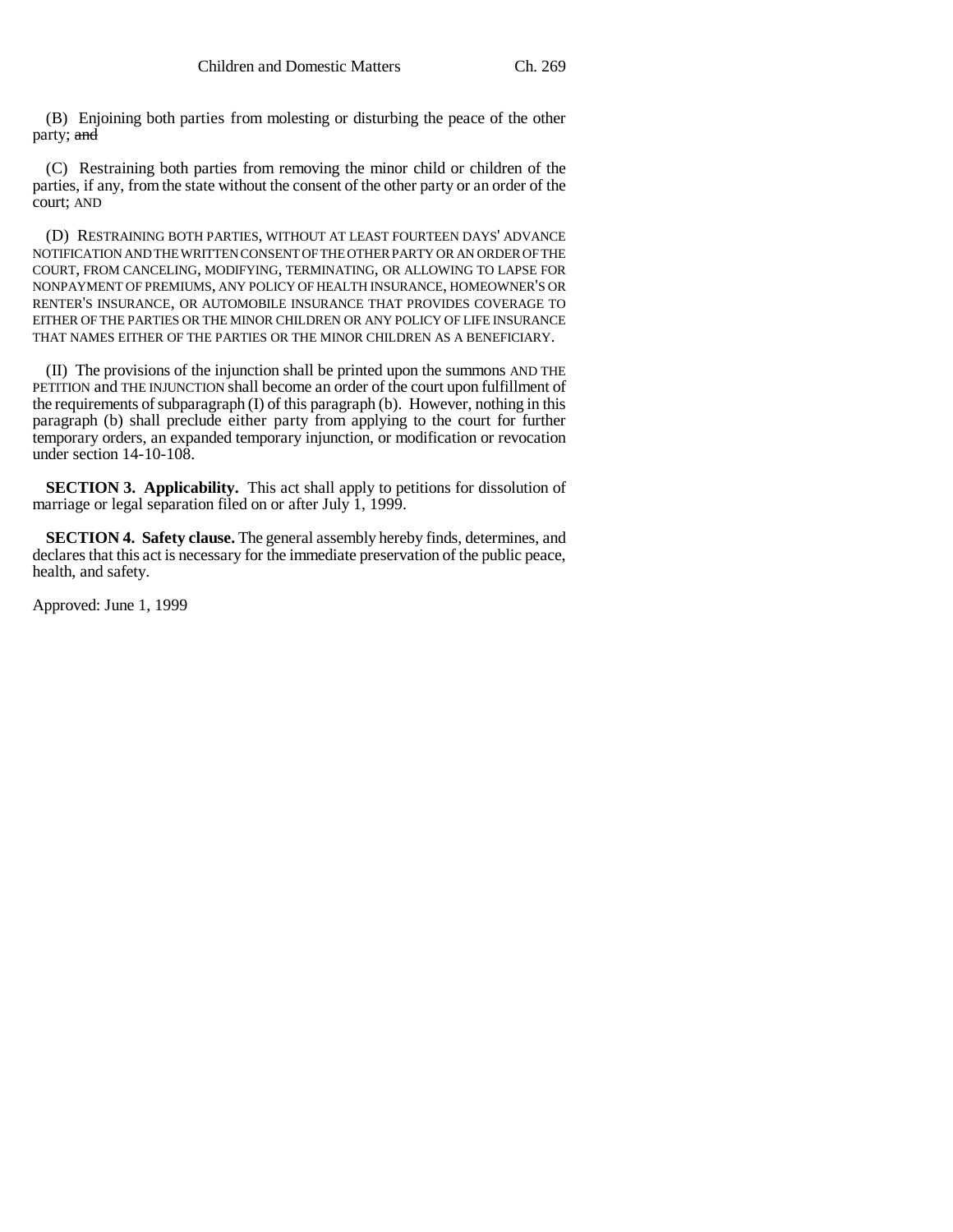(B) Enjoining both parties from molesting or disturbing the peace of the other party; ~~and~~

(C) Restraining both parties from removing the minor child or children of the parties, if any, from the state without the consent of the other party or an order of the court; AND

(D) RESTRAINING BOTH PARTIES, WITHOUT AT LEAST FOURTEEN DAYS' ADVANCE NOTIFICATION AND THE WRITTEN CONSENT OF THE OTHER PARTY OR AN ORDER OF THE COURT, FROM CANCELING, MODIFYING, TERMINATING, OR ALLOWING TO LAPSE FOR NONPAYMENT OF PREMIUMS, ANY POLICY OF HEALTH INSURANCE, HOMEOWNER'S OR RENTER'S INSURANCE, OR AUTOMOBILE INSURANCE THAT PROVIDES COVERAGE TO EITHER OF THE PARTIES OR THE MINOR CHILDREN OR ANY POLICY OF LIFE INSURANCE THAT NAMES EITHER OF THE PARTIES OR THE MINOR CHILDREN AS A BENEFICIARY.

(II) The provisions of the injunction shall be printed upon the summons AND THE PETITION and THE INJUNCTION shall become an order of the court upon fulfillment of the requirements of subparagraph (I) of this paragraph (b). However, nothing in this paragraph (b) shall preclude either party from applying to the court for further temporary orders, an expanded temporary injunction, or modification or revocation under section 14-10-108.

**SECTION 3. Applicability.** This act shall apply to petitions for dissolution of marriage or legal separation filed on or after July 1, 1999.

**SECTION 4. Safety clause.** The general assembly hereby finds, determines, and declares that this act is necessary for the immediate preservation of the public peace, health, and safety.

Approved: June 1, 1999